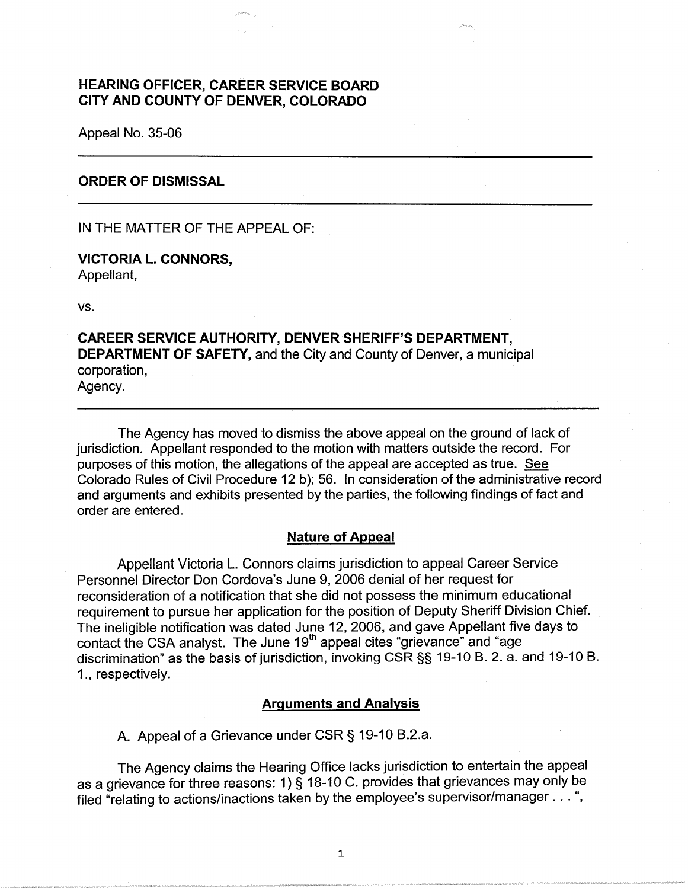**HEARING OFFICER, CAREER SERVICE BOARD**
**CITY AND COUNTY OF DENVER, COLORADO**

Appeal No. 35-06

---

**ORDER OF DISMISSAL**

---

IN THE MATTER OF THE APPEAL OF:

**VICTORIA L. CONNORS,**
Appellant,

vs.

**CAREER SERVICE AUTHORITY, DENVER SHERIFF'S DEPARTMENT, DEPARTMENT OF SAFETY,** and the City and County of Denver, a municipal corporation,
Agency.

---

The Agency has moved to dismiss the above appeal on the ground of lack of jurisdiction. Appellant responded to the motion with matters outside the record. For purposes of this motion, the allegations of the appeal are accepted as true. See Colorado Rules of Civil Procedure 12 b); 56. In consideration of the administrative record and arguments and exhibits presented by the parties, the following findings of fact and order are entered.

**Nature of Appeal**

Appellant Victoria L. Connors claims jurisdiction to appeal Career Service Personnel Director Don Cordova's June 9, 2006 denial of her request for reconsideration of a notification that she did not possess the minimum educational requirement to pursue her application for the position of Deputy Sheriff Division Chief. The ineligible notification was dated June 12, 2006, and gave Appellant five days to contact the CSA analyst. The June 19th appeal cites "grievance" and "age discrimination" as the basis of jurisdiction, invoking CSR §§ 19-10 B. 2. a. and 19-10 B. 1., respectively.

**Arguments and Analysis**

A. Appeal of a Grievance under CSR § 19-10 B.2.a.

The Agency claims the Hearing Office lacks jurisdiction to entertain the appeal as a grievance for three reasons: 1) § 18-10 C. provides that grievances may only be filed "relating to actions/inactions taken by the employee's supervisor/manager . . . ",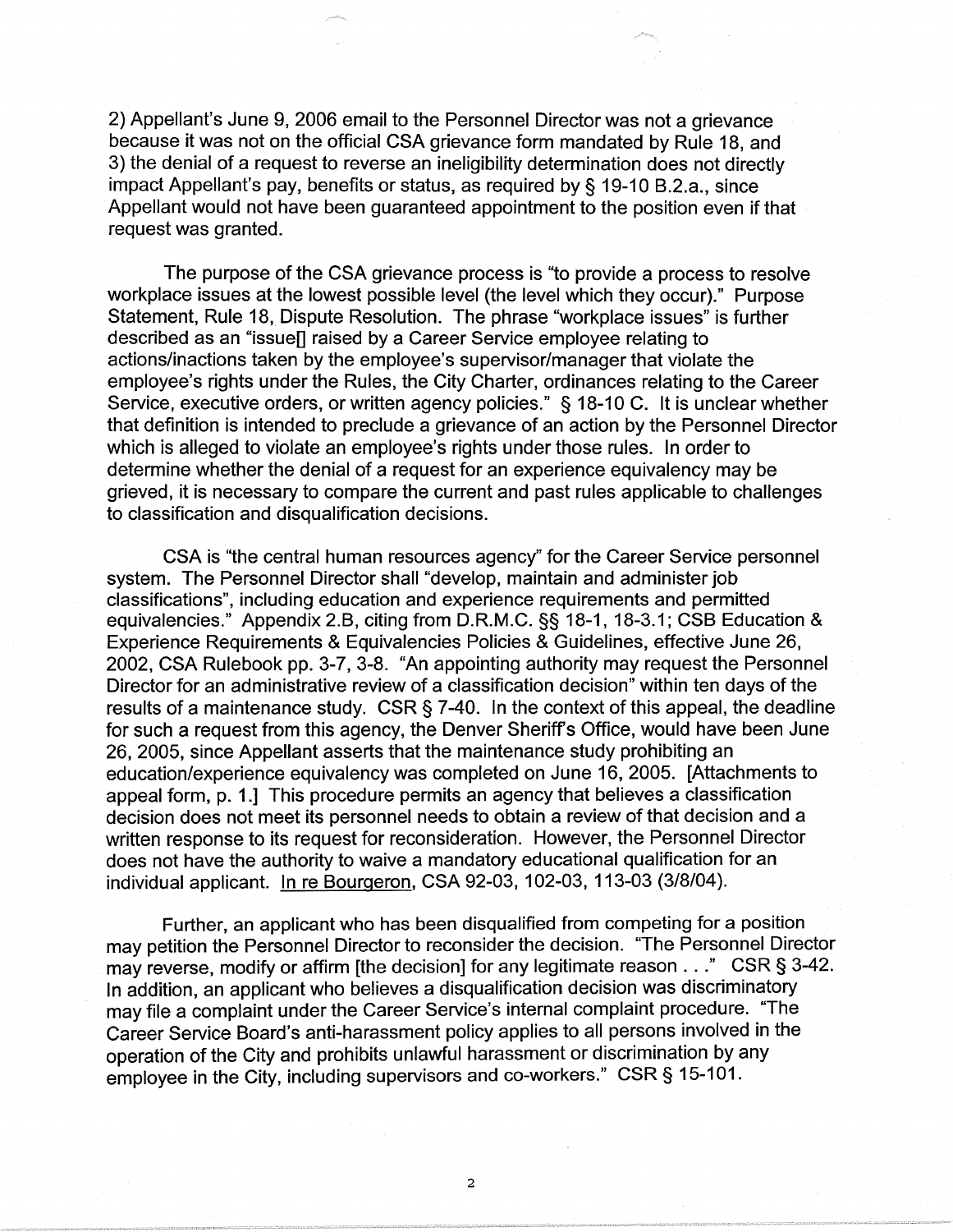2) Appellant's June 9, 2006 email to the Personnel Director was not a grievance because it was not on the official CSA grievance form mandated by Rule 18, and 3) the denial of a request to reverse an ineligibility determination does not directly impact Appellant's pay, benefits or status, as required by § 19-10 B.2.a., since Appellant would not have been guaranteed appointment to the position even if that request was granted.

The purpose of the CSA grievance process is "to provide a process to resolve workplace issues at the lowest possible level (the level which they occur)." Purpose Statement, Rule 18, Dispute Resolution. The phrase "workplace issues" is further described as an "issue[] raised by a Career Service employee relating to actions/inactions taken by the employee's supervisor/manager that violate the employee's rights under the Rules, the City Charter, ordinances relating to the Career Service, executive orders, or written agency policies." § 18-10 C. It is unclear whether that definition is intended to preclude a grievance of an action by the Personnel Director which is alleged to violate an employee's rights under those rules. In order to determine whether the denial of a request for an experience equivalency may be grieved, it is necessary to compare the current and past rules applicable to challenges to classification and disqualification decisions.

CSA is "the central human resources agency" for the Career Service personnel system. The Personnel Director shall "develop, maintain and administer job classifications", including education and experience requirements and permitted equivalencies." Appendix 2.B, citing from D.R.M.C. §§ 18-1, 18-3.1; CSB Education & Experience Requirements & Equivalencies Policies & Guidelines, effective June 26, 2002, CSA Rulebook pp. 3-7, 3-8. "An appointing authority may request the Personnel Director for an administrative review of a classification decision" within ten days of the results of a maintenance study. CSR § 7-40. In the context of this appeal, the deadline for such a request from this agency, the Denver Sheriff's Office, would have been June 26, 2005, since Appellant asserts that the maintenance study prohibiting an education/experience equivalency was completed on June 16, 2005. [Attachments to appeal form, p. 1.] This procedure permits an agency that believes a classification decision does not meet its personnel needs to obtain a review of that decision and a written response to its request for reconsideration. However, the Personnel Director does not have the authority to waive a mandatory educational qualification for an individual applicant. In re Bourgeron, CSA 92-03, 102-03, 113-03 (3/8/04).

Further, an applicant who has been disqualified from competing for a position may petition the Personnel Director to reconsider the decision. "The Personnel Director may reverse, modify or affirm [the decision] for any legitimate reason . . ." CSR § 3-42. In addition, an applicant who believes a disqualification decision was discriminatory may file a complaint under the Career Service's internal complaint procedure. "The Career Service Board's anti-harassment policy applies to all persons involved in the operation of the City and prohibits unlawful harassment or discrimination by any employee in the City, including supervisors and co-workers." CSR § 15-101.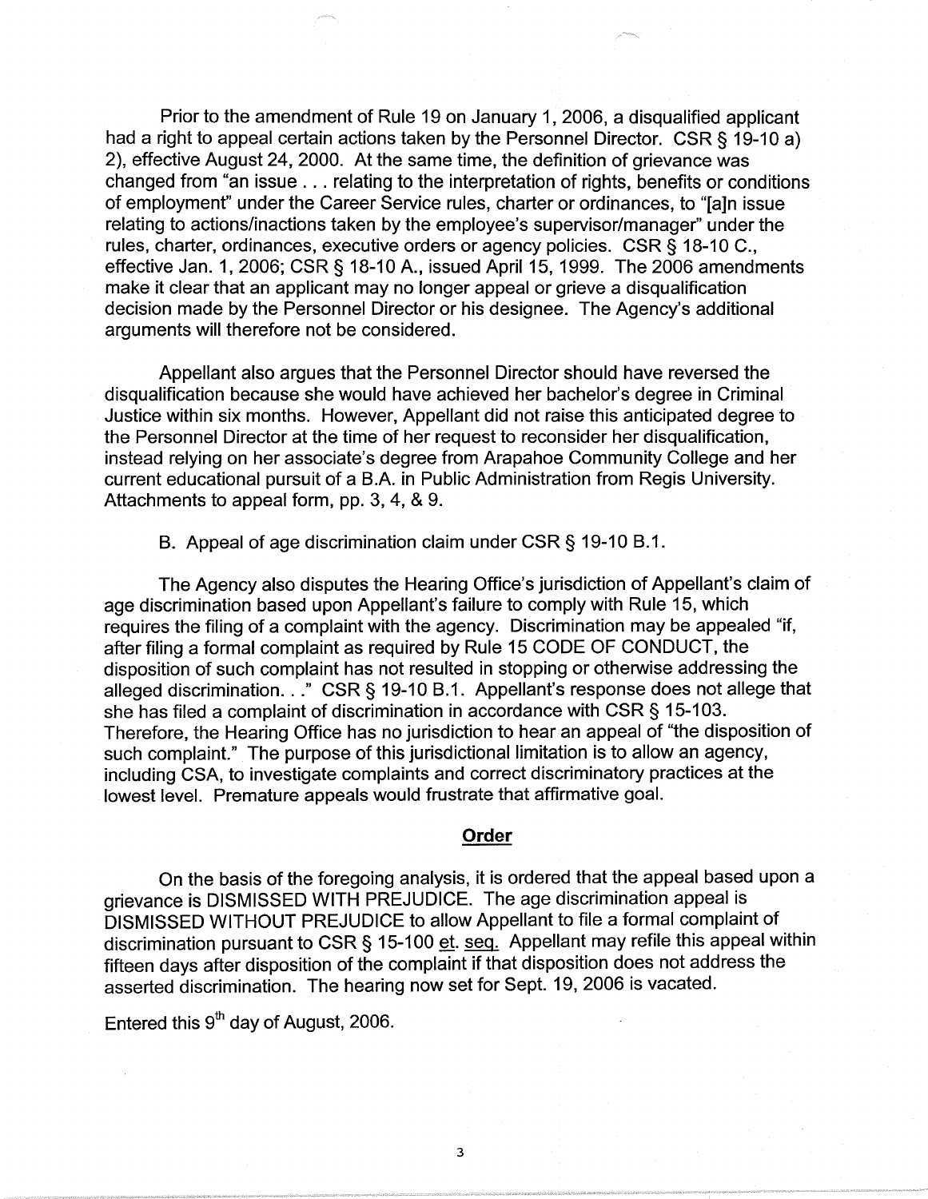Prior to the amendment of Rule 19 on January 1, 2006, a disqualified applicant had a right to appeal certain actions taken by the Personnel Director. CSR § 19-10 a) 2), effective August 24, 2000. At the same time, the definition of grievance was changed from "an issue . . . relating to the interpretation of rights, benefits or conditions of employment" under the Career Service rules, charter or ordinances, to "[a]n issue relating to actions/inactions taken by the employee's supervisor/manager" under the rules, charter, ordinances, executive orders or agency policies. CSR § 18-10 C., effective Jan. 1, 2006; CSR § 18-10 A., issued April 15, 1999. The 2006 amendments make it clear that an applicant may no longer appeal or grieve a disqualification decision made by the Personnel Director or his designee. The Agency's additional arguments will therefore not be considered.

Appellant also argues that the Personnel Director should have reversed the disqualification because she would have achieved her bachelor's degree in Criminal Justice within six months. However, Appellant did not raise this anticipated degree to the Personnel Director at the time of her request to reconsider her disqualification, instead relying on her associate's degree from Arapahoe Community College and her current educational pursuit of a B.A. in Public Administration from Regis University. Attachments to appeal form, pp. 3, 4, & 9.

B. Appeal of age discrimination claim under CSR § 19-10 B.1.

The Agency also disputes the Hearing Office's jurisdiction of Appellant's claim of age discrimination based upon Appellant's failure to comply with Rule 15, which requires the filing of a complaint with the agency. Discrimination may be appealed "if, after filing a formal complaint as required by Rule 15 CODE OF CONDUCT, the disposition of such complaint has not resulted in stopping or otherwise addressing the alleged discrimination. . ." CSR § 19-10 B.1. Appellant's response does not allege that she has filed a complaint of discrimination in accordance with CSR § 15-103. Therefore, the Hearing Office has no jurisdiction to hear an appeal of "the disposition of such complaint." The purpose of this jurisdictional limitation is to allow an agency, including CSA, to investigate complaints and correct discriminatory practices at the lowest level. Premature appeals would frustrate that affirmative goal.

## Order

On the basis of the foregoing analysis, it is ordered that the appeal based upon a grievance is DISMISSED WITH PREJUDICE. The age discrimination appeal is DISMISSED WITHOUT PREJUDICE to allow Appellant to file a formal complaint of discrimination pursuant to CSR § 15-100 et. seq. Appellant may refile this appeal within fifteen days after disposition of the complaint if that disposition does not address the asserted discrimination. The hearing now set for Sept. 19, 2006 is vacated.

Entered this 9th day of August, 2006.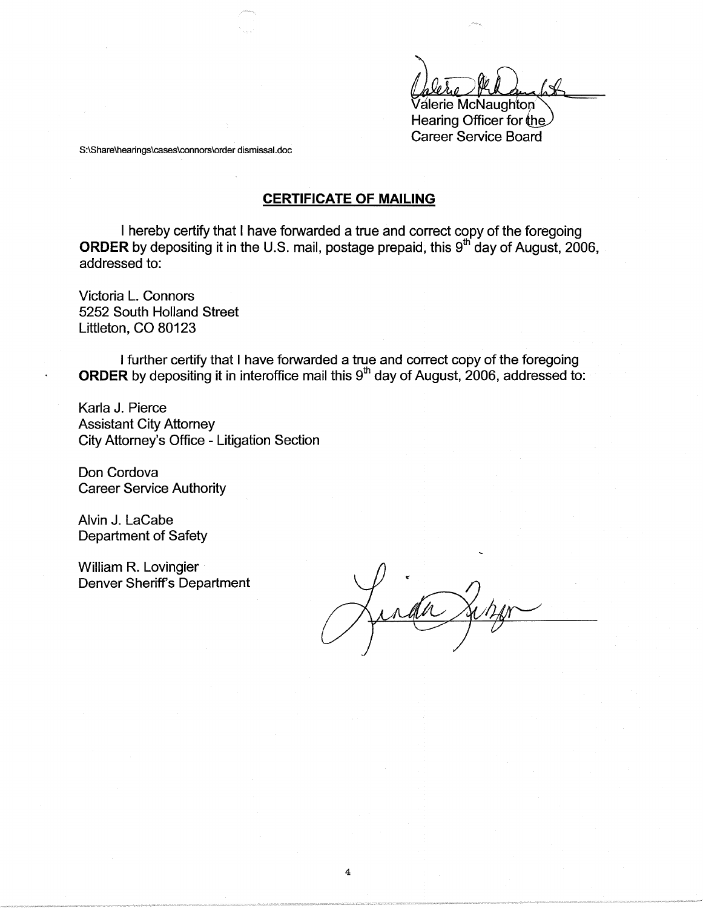Valerie McNaughton
Hearing Officer for the
Career Service Board

S:\Share\hearings\cases\connors\order dismissal.doc

## CERTIFICATE OF MAILING

I hereby certify that I have forwarded a true and correct copy of the foregoing **ORDER** by depositing it in the U.S. mail, postage prepaid, this 9th day of August, 2006, addressed to:

Victoria L. Connors
5252 South Holland Street
Littleton, CO 80123

I further certify that I have forwarded a true and correct copy of the foregoing **ORDER** by depositing it in interoffice mail this 9th day of August, 2006, addressed to:

Karla J. Pierce
Assistant City Attorney
City Attorney's Office - Litigation Section

Don Cordova
Career Service Authority

Alvin J. LaCabe
Department of Safety

William R. Lovingier
Denver Sheriff's Department